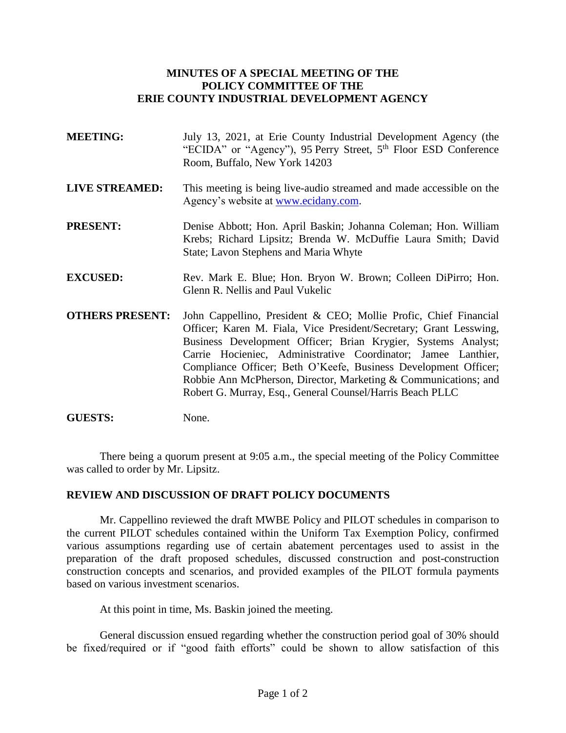**MINUTES OF A SPECIAL MEETING OF THE**
**POLICY COMMITTEE OF THE**
**ERIE COUNTY INDUSTRIAL DEVELOPMENT AGENCY**

**MEETING:** July 13, 2021, at Erie County Industrial Development Agency (the "ECIDA" or "Agency"), 95 Perry Street, 5th Floor ESD Conference Room, Buffalo, New York 14203

**LIVE STREAMED:** This meeting is being live-audio streamed and made accessible on the Agency's website at www.ecidany.com.

**PRESENT:** Denise Abbott; Hon. April Baskin; Johanna Coleman; Hon. William Krebs; Richard Lipsitz; Brenda W. McDuffie Laura Smith; David State; Lavon Stephens and Maria Whyte

**EXCUSED:** Rev. Mark E. Blue; Hon. Bryon W. Brown; Colleen DiPirro; Hon. Glenn R. Nellis and Paul Vukelic

**OTHERS PRESENT:** John Cappellino, President & CEO; Mollie Profic, Chief Financial Officer; Karen M. Fiala, Vice President/Secretary; Grant Lesswing, Business Development Officer; Brian Krygier, Systems Analyst; Carrie Hocieniec, Administrative Coordinator; Jamee Lanthier, Compliance Officer; Beth O'Keefe, Business Development Officer; Robbie Ann McPherson, Director, Marketing & Communications; and Robert G. Murray, Esq., General Counsel/Harris Beach PLLC

**GUESTS:** None.

There being a quorum present at 9:05 a.m., the special meeting of the Policy Committee was called to order by Mr. Lipsitz.

## REVIEW AND DISCUSSION OF DRAFT POLICY DOCUMENTS

Mr. Cappellino reviewed the draft MWBE Policy and PILOT schedules in comparison to the current PILOT schedules contained within the Uniform Tax Exemption Policy, confirmed various assumptions regarding use of certain abatement percentages used to assist in the preparation of the draft proposed schedules, discussed construction and post-construction construction concepts and scenarios, and provided examples of the PILOT formula payments based on various investment scenarios.

At this point in time, Ms. Baskin joined the meeting.

General discussion ensued regarding whether the construction period goal of 30% should be fixed/required or if "good faith efforts" could be shown to allow satisfaction of this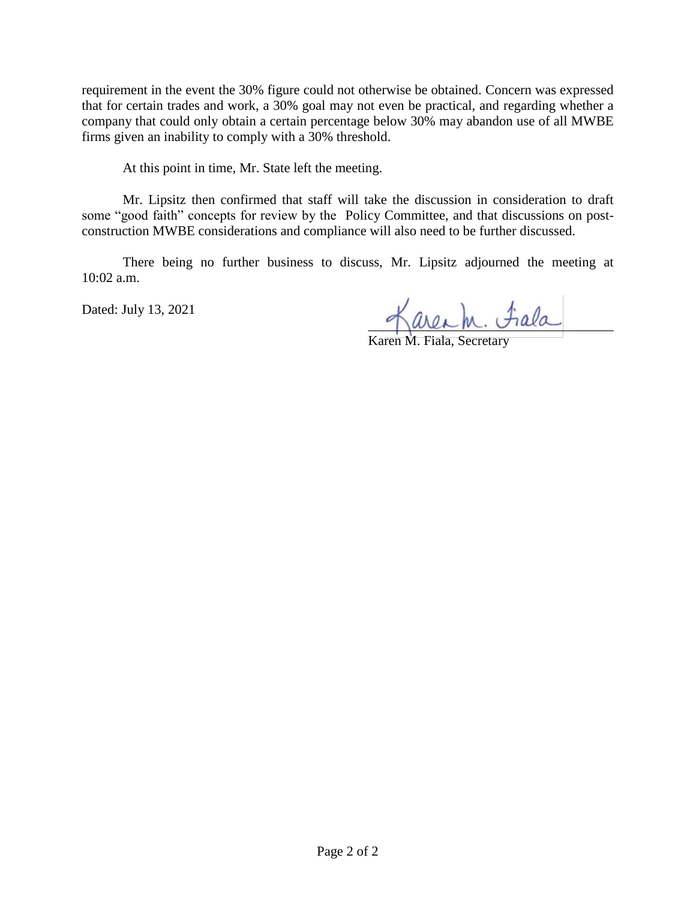requirement in the event the 30% figure could not otherwise be obtained. Concern was expressed that for certain trades and work, a 30% goal may not even be practical, and regarding whether a company that could only obtain a certain percentage below 30% may abandon use of all MWBE firms given an inability to comply with a 30% threshold.

At this point in time, Mr. State left the meeting.

Mr. Lipsitz then confirmed that staff will take the discussion in consideration to draft some "good faith" concepts for review by the Policy Committee, and that discussions on post-construction MWBE considerations and compliance will also need to be further discussed.

There being no further business to discuss, Mr. Lipsitz adjourned the meeting at 10:02 a.m.

Dated: July 13, 2021

Karen M. Fiala

Karen M. Fiala, Secretary